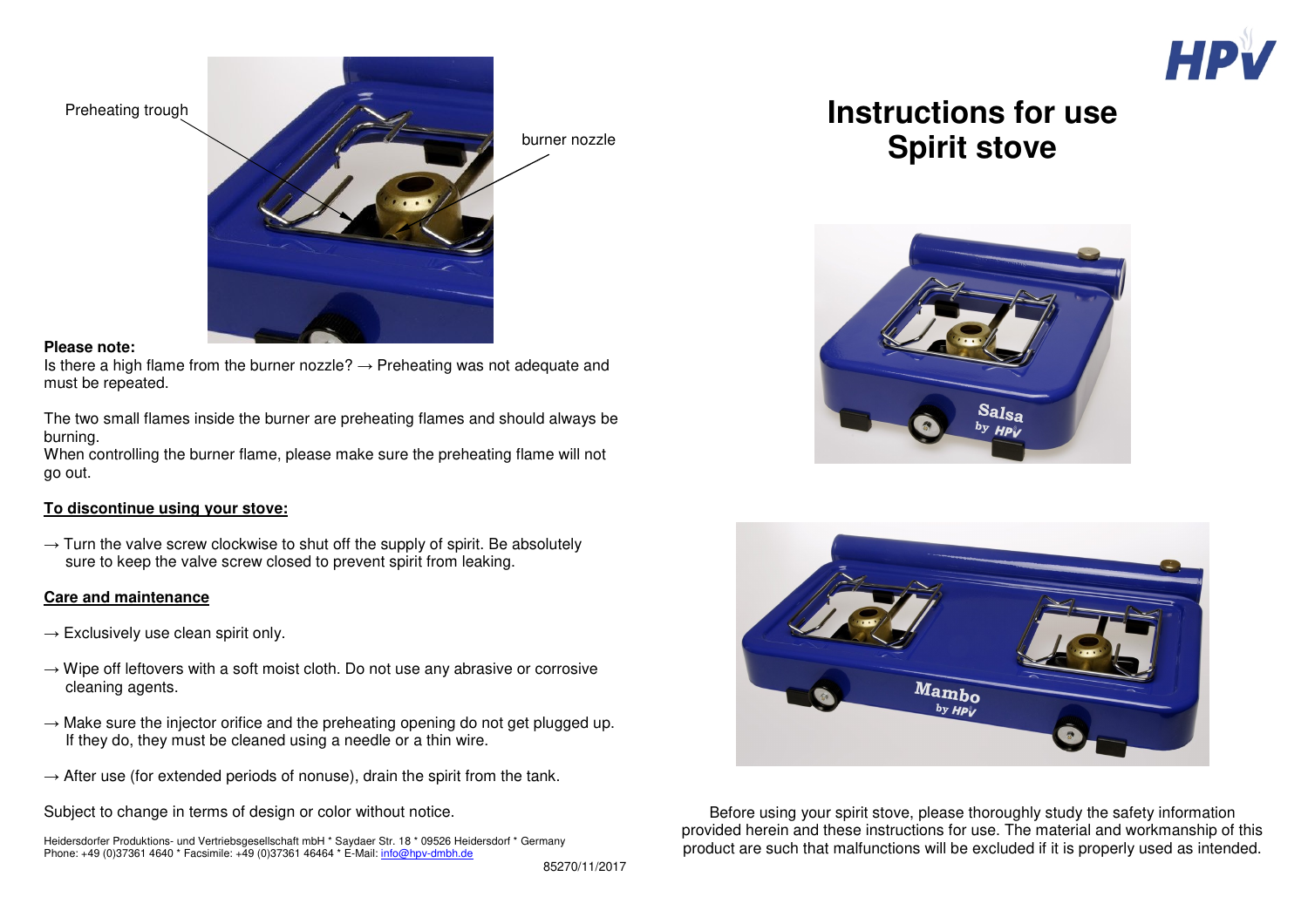Preheating trough

burner nozzle

**Please note:**
Is there a high flame from the burner nozzle? → Preheating was not adequate and must be repeated.

The two small flames inside the burner are preheating flames and should always be burning.
When controlling the burner flame, please make sure the preheating flame will not go out.

**<u>To discontinue using your stove:</u>**

→ Turn the valve screw clockwise to shut off the supply of spirit. Be absolutely sure to keep the valve screw closed to prevent spirit from leaking.

**<u>Care and maintenance</u>**

→ Exclusively use clean spirit only.

→ Wipe off leftovers with a soft moist cloth. Do not use any abrasive or corrosive cleaning agents.

→ Make sure the injector orifice and the preheating opening do not get plugged up. If they do, they must be cleaned using a needle or a thin wire.

→ After use (for extended periods of nonuse), drain the spirit from the tank.

Subject to change in terms of design or color without notice.

Heidersdorfer Produktions- und Vertriebsgesellschaft mbH * Saydaer Str. 18 * 09526 Heidersdorf * Germany
Phone: +49 (0)37361 4640 * Facsimile: +49 (0)37361 46464 * E-Mail: info@hpv-dmbh.de

85270/11/2017

HPV

# Instructions for use Spirit stove

Before using your spirit stove, please thoroughly study the safety information provided herein and these instructions for use. The material and workmanship of this product are such that malfunctions will be excluded if it is properly used as intended.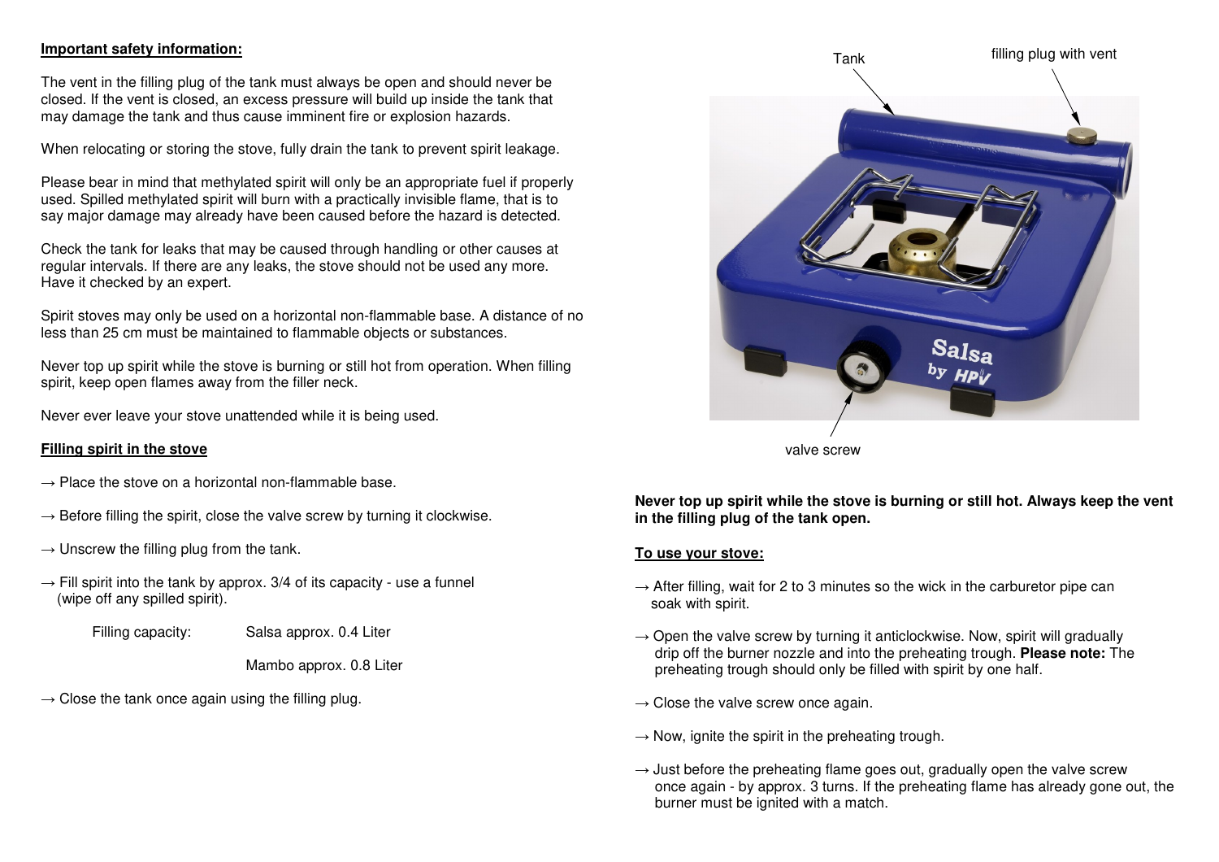**Important safety information:**

The vent in the filling plug of the tank must always be open and should never be closed. If the vent is closed, an excess pressure will build up inside the tank that may damage the tank and thus cause imminent fire or explosion hazards.

When relocating or storing the stove, fully drain the tank to prevent spirit leakage.

Please bear in mind that methylated spirit will only be an appropriate fuel if properly used. Spilled methylated spirit will burn with a practically invisible flame, that is to say major damage may already have been caused before the hazard is detected.

Check the tank for leaks that may be caused through handling or other causes at regular intervals. If there are any leaks, the stove should not be used any more. Have it checked by an expert.

Spirit stoves may only be used on a horizontal non-flammable base. A distance of no less than 25 cm must be maintained to flammable objects or substances.

Never top up spirit while the stove is burning or still hot from operation. When filling spirit, keep open flames away from the filler neck.

Never ever leave your stove unattended while it is being used.

**Filling spirit in the stove**

→ Place the stove on a horizontal non-flammable base.

→ Before filling the spirit, close the valve screw by turning it clockwise.

→ Unscrew the filling plug from the tank.

→ Fill spirit into the tank by approx. 3/4 of its capacity - use a funnel (wipe off any spilled spirit).

| | |
|---|---|
| Filling capacity: | Salsa approx. 0.4 Liter |
| | Mambo approx. 0.8 Liter |

→ Close the tank once again using the filling plug.

Tank

filling plug with vent

valve screw

**Never top up spirit while the stove is burning or still hot. Always keep the vent in the filling plug of the tank open.**

**To use your stove:**

→ After filling, wait for 2 to 3 minutes so the wick in the carburetor pipe can soak with spirit.

→ Open the valve screw by turning it anticlockwise. Now, spirit will gradually drip off the burner nozzle and into the preheating trough. **Please note:** The preheating trough should only be filled with spirit by one half.

→ Close the valve screw once again.

→ Now, ignite the spirit in the preheating trough.

→ Just before the preheating flame goes out, gradually open the valve screw once again - by approx. 3 turns. If the preheating flame has already gone out, the burner must be ignited with a match.